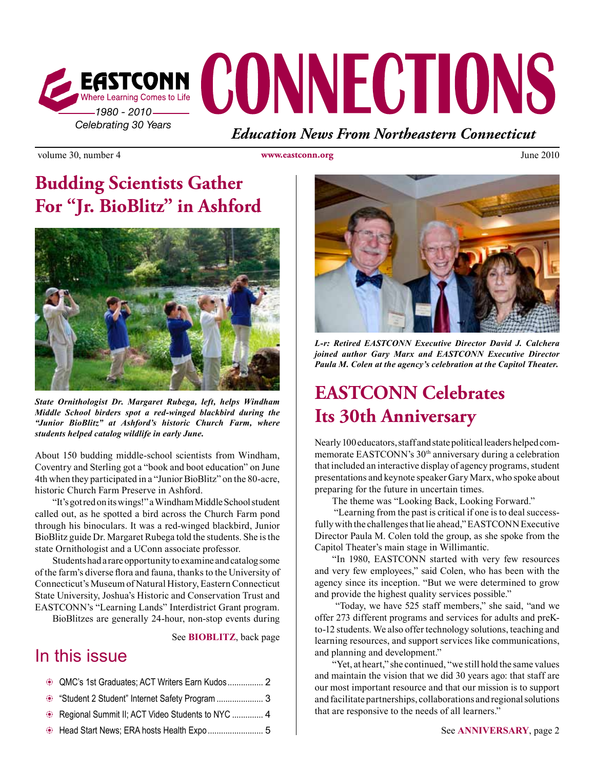# CONNECTIONS

EASTCONN Where Learning Comes to Life
1980 - 2010
Celebrating 30 Years

*Education News From Northeastern Connecticut*

volume 30, number 4 | www.eastconn.org | June 2010

## Budding Scientists Gather For "Jr. BioBlitz" in Ashford

***State Ornithologist Dr. Margaret Rubega, left, helps Windham Middle School birders spot a red-winged blackbird during the "Junior BioBlitz" at Ashford's historic Church Farm, where students helped catalog wildlife in early June.***

About 150 budding middle-school scientists from Windham, Coventry and Sterling got a "book and boot education" on June 4th when they participated in a "Junior BioBlitz" on the 80-acre, historic Church Farm Preserve in Ashford.

"It's got red on its wings!" a Windham Middle School student called out, as he spotted a bird across the Church Farm pond through his binoculars. It was a red-winged blackbird, Junior BioBlitz guide Dr. Margaret Rubega told the students. She is the state Ornithologist and a UConn associate professor.

Students had a rare opportunity to examine and catalog some of the farm's diverse flora and fauna, thanks to the University of Connecticut's Museum of Natural History, Eastern Connecticut State University, Joshua's Historic and Conservation Trust and EASTCONN's "Learning Lands" Interdistrict Grant program.

BioBlitzes are generally 24-hour, non-stop events during

See **BIOBLITZ**, back page

## In this issue

- QMC's 1st Graduates; ACT Writers Earn Kudos ................ 2
- "Student 2 Student" Internet Safety Program ..................... 3
- Regional Summit II; ACT Video Students to NYC .............. 4
- Head Start News; ERA hosts Health Expo ......................... 5

***L-r: Retired EASTCONN Executive Director David J. Calchera joined author Gary Marx and EASTCONN Executive Director Paula M. Colen at the agency's celebration at the Capitol Theater.***

## EASTCONN Celebrates Its 30th Anniversary

Nearly 100 educators, staff and state political leaders helped commemorate EASTCONN's 30th anniversary during a celebration that included an interactive display of agency programs, student presentations and keynote speaker Gary Marx, who spoke about preparing for the future in uncertain times.

The theme was "Looking Back, Looking Forward."

"Learning from the past is critical if one is to deal successfully with the challenges that lie ahead," EASTCONN Executive Director Paula M. Colen told the group, as she spoke from the Capitol Theater's main stage in Willimantic.

"In 1980, EASTCONN started with very few resources and very few employees," said Colen, who has been with the agency since its inception. "But we were determined to grow and provide the highest quality services possible."

"Today, we have 525 staff members," she said, "and we offer 273 different programs and services for adults and preK-to-12 students. We also offer technology solutions, teaching and learning resources, and support services like communications, and planning and development."

"Yet, at heart," she continued, "we still hold the same values and maintain the vision that we did 30 years ago: that staff are our most important resource and that our mission is to support and facilitate partnerships, collaborations and regional solutions that are responsive to the needs of all learners."

See **ANNIVERSARY**, page 2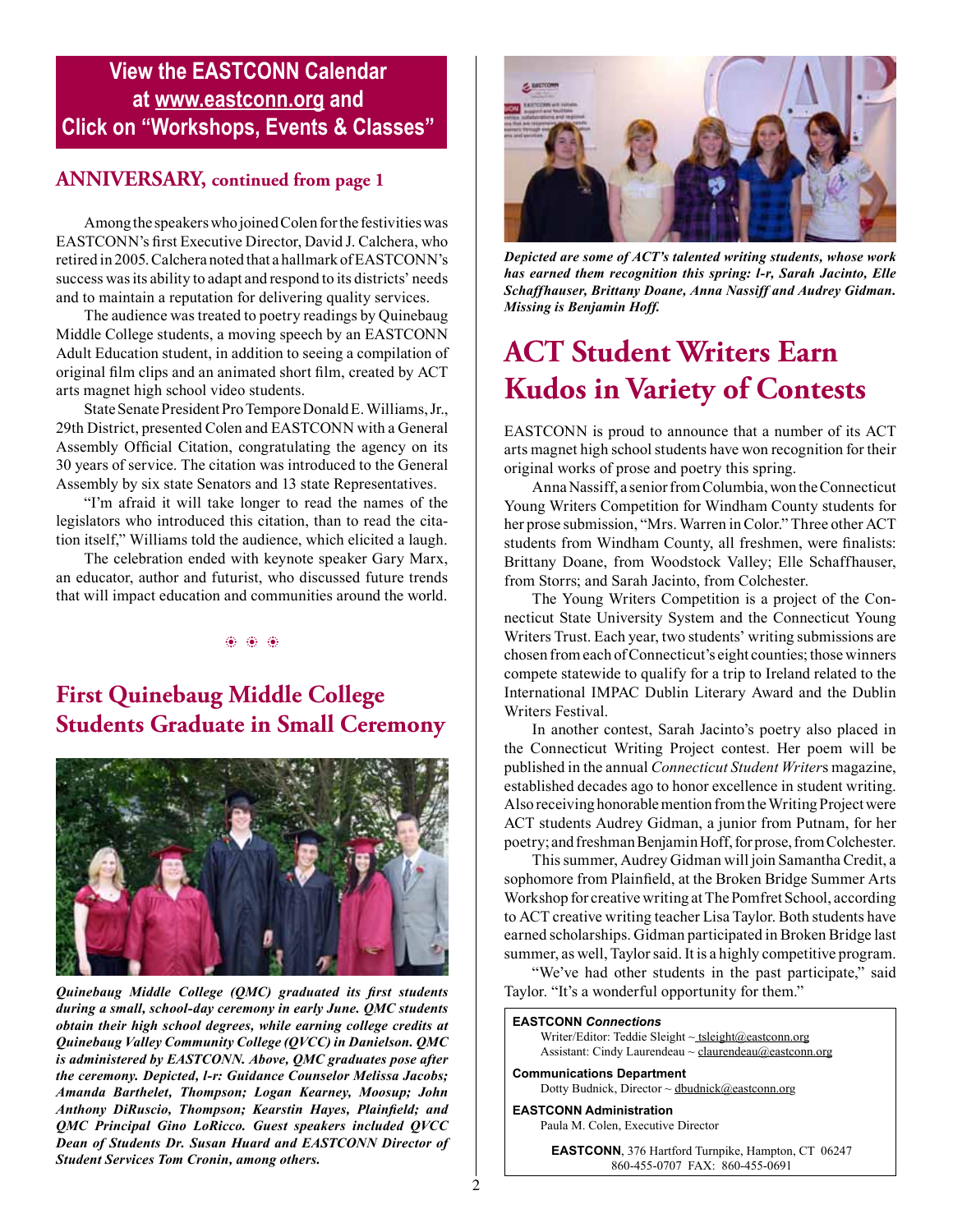**View the EASTCONN Calendar at www.eastconn.org and Click on "Workshops, Events & Classes"**

## ANNIVERSARY, continued from page 1

Among the speakers who joined Colen for the festivities was EASTCONN's first Executive Director, David J. Calchera, who retired in 2005. Calchera noted that a hallmark of EASTCONN's success was its ability to adapt and respond to its districts' needs and to maintain a reputation for delivering quality services.

The audience was treated to poetry readings by Quinebaug Middle College students, a moving speech by an EASTCONN Adult Education student, in addition to seeing a compilation of original film clips and an animated short film, created by ACT arts magnet high school video students.

State Senate President Pro Tempore Donald E. Williams, Jr., 29th District, presented Colen and EASTCONN with a General Assembly Official Citation, congratulating the agency on its 30 years of service. The citation was introduced to the General Assembly by six state Senators and 13 state Representatives.

"I'm afraid it will take longer to read the names of the legislators who introduced this citation, than to read the citation itself," Williams told the audience, which elicited a laugh.

The celebration ended with keynote speaker Gary Marx, an educator, author and futurist, who discussed future trends that will impact education and communities around the world.

## First Quinebaug Middle College Students Graduate in Small Ceremony

*Quinebaug Middle College (QMC) graduated its first students during a small, school-day ceremony in early June. QMC students obtain their high school degrees, while earning college credits at Quinebaug Valley Community College (QVCC) in Danielson. QMC is administered by EASTCONN. Above, QMC graduates pose after the ceremony. Depicted, l-r: Guidance Counselor Melissa Jacobs; Amanda Barthelet, Thompson; Logan Kearney, Moosup; John Anthony DiRuscio, Thompson; Kearstin Hayes, Plainfield; and QMC Principal Gino LoRicco. Guest speakers included QVCC Dean of Students Dr. Susan Huard and EASTCONN Director of Student Services Tom Cronin, among others.*

*Depicted are some of ACT's talented writing students, whose work has earned them recognition this spring: l-r, Sarah Jacinto, Elle Schaffhauser, Brittany Doane, Anna Nassiff and Audrey Gidman. Missing is Benjamin Hoff.*

## ACT Student Writers Earn Kudos in Variety of Contests

EASTCONN is proud to announce that a number of its ACT arts magnet high school students have won recognition for their original works of prose and poetry this spring.

Anna Nassiff, a senior from Columbia, won the Connecticut Young Writers Competition for Windham County students for her prose submission, "Mrs. Warren in Color." Three other ACT students from Windham County, all freshmen, were finalists: Brittany Doane, from Woodstock Valley; Elle Schaffhauser, from Storrs; and Sarah Jacinto, from Colchester.

The Young Writers Competition is a project of the Connecticut State University System and the Connecticut Young Writers Trust. Each year, two students' writing submissions are chosen from each of Connecticut's eight counties; those winners compete statewide to qualify for a trip to Ireland related to the International IMPAC Dublin Literary Award and the Dublin Writers Festival.

In another contest, Sarah Jacinto's poetry also placed in the Connecticut Writing Project contest. Her poem will be published in the annual *Connecticut Student Writer*s magazine, established decades ago to honor excellence in student writing. Also receiving honorable mention from the Writing Project were ACT students Audrey Gidman, a junior from Putnam, for her poetry; and freshman Benjamin Hoff, for prose, from Colchester.

This summer, Audrey Gidman will join Samantha Credit, a sophomore from Plainfield, at the Broken Bridge Summer Arts Workshop for creative writing at The Pomfret School, according to ACT creative writing teacher Lisa Taylor. Both students have earned scholarships. Gidman participated in Broken Bridge last summer, as well, Taylor said. It is a highly competitive program.

"We've had other students in the past participate," said Taylor. "It's a wonderful opportunity for them."

**EASTCONN *Connections***
Writer/Editor: Teddie Sleight ~ tsleight@eastconn.org
Assistant: Cindy Laurendeau ~ claurendeau@eastconn.org

**Communications Department**
Dotty Budnick, Director ~ dbudnick@eastconn.org

**EASTCONN Administration**
Paula M. Colen, Executive Director

**EASTCONN**, 376 Hartford Turnpike, Hampton, CT 06247
860-455-0707 FAX: 860-455-0691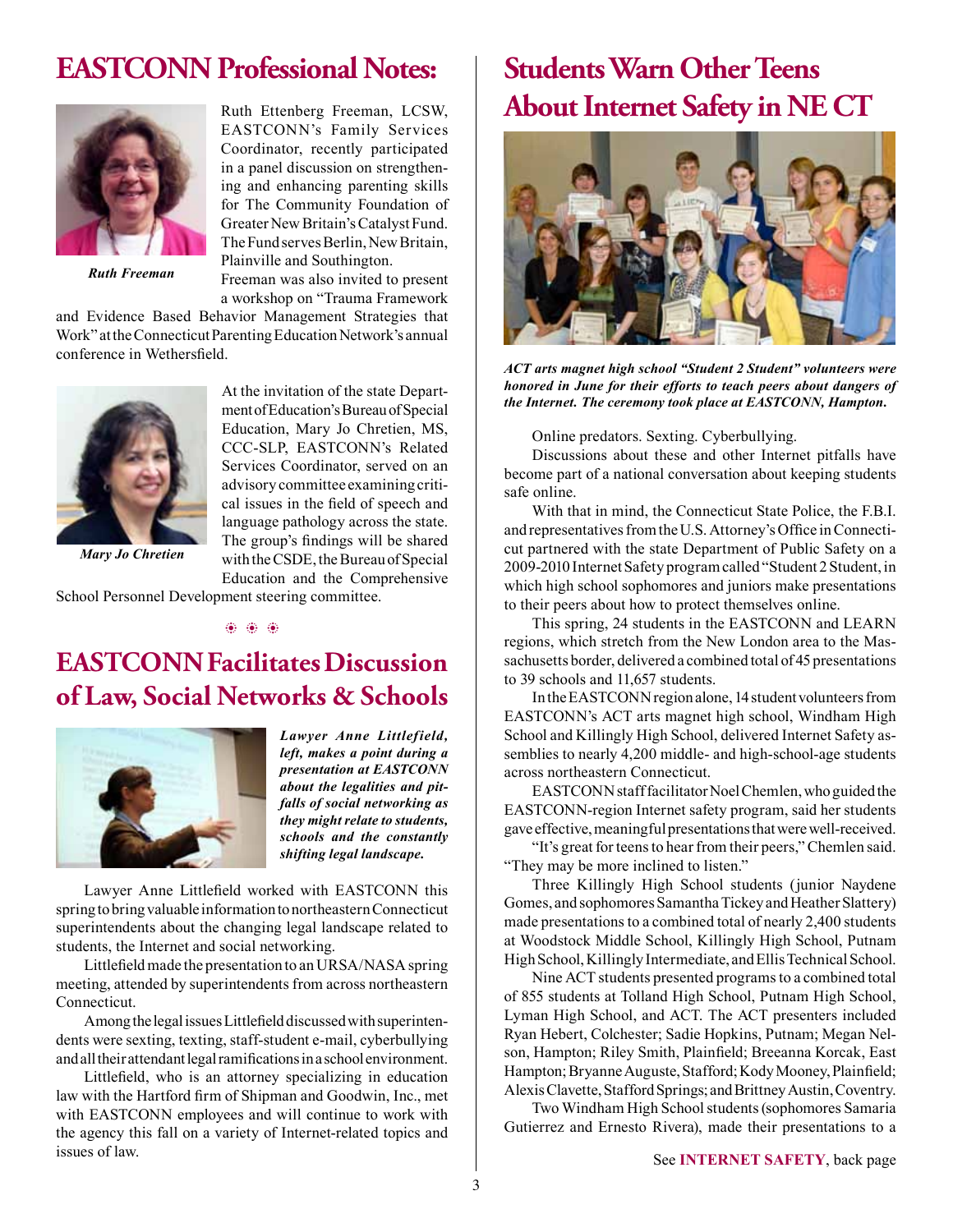# EASTCONN Professional Notes:

*Ruth Freeman*

Ruth Ettenberg Freeman, LCSW, EASTCONN's Family Services Coordinator, recently participated in a panel discussion on strengthening and enhancing parenting skills for The Community Foundation of Greater New Britain's Catalyst Fund. The Fund serves Berlin, New Britain, Plainville and Southington.

Freeman was also invited to present a workshop on "Trauma Framework and Evidence Based Behavior Management Strategies that Work" at the Connecticut Parenting Education Network's annual conference in Wethersfield.

*Mary Jo Chretien*

At the invitation of the state Department of Education's Bureau of Special Education, Mary Jo Chretien, MS, CCC-SLP, EASTCONN's Related Services Coordinator, served on an advisory committee examining critical issues in the field of speech and language pathology across the state. The group's findings will be shared with the CSDE, the Bureau of Special Education and the Comprehensive School Personnel Development steering committee.

# EASTCONN Facilitates Discussion of Law, Social Networks & Schools

***Lawyer Anne Littlefield, left, makes a point during a presentation at EASTCONN about the legalities and pitfalls of social networking as they might relate to students, schools and the constantly shifting legal landscape.***

Lawyer Anne Littlefield worked with EASTCONN this spring to bring valuable information to northeastern Connecticut superintendents about the changing legal landscape related to students, the Internet and social networking.

Littlefield made the presentation to an URSA/NASA spring meeting, attended by superintendents from across northeastern Connecticut.

Among the legal issues Littlefield discussed with superintendents were sexting, texting, staff-student e-mail, cyberbullying and all their attendant legal ramifications in a school environment.

Littlefield, who is an attorney specializing in education law with the Hartford firm of Shipman and Goodwin, Inc., met with EASTCONN employees and will continue to work with the agency this fall on a variety of Internet-related topics and issues of law.

# Students Warn Other Teens About Internet Safety in NE CT

***ACT arts magnet high school "Student 2 Student" volunteers were honored in June for their efforts to teach peers about dangers of the Internet. The ceremony took place at EASTCONN, Hampton.***

Online predators. Sexting. Cyberbullying.

Discussions about these and other Internet pitfalls have become part of a national conversation about keeping students safe online.

With that in mind, the Connecticut State Police, the F.B.I. and representatives from the U.S. Attorney's Office in Connecticut partnered with the state Department of Public Safety on a 2009-2010 Internet Safety program called "Student 2 Student, in which high school sophomores and juniors make presentations to their peers about how to protect themselves online.

This spring, 24 students in the EASTCONN and LEARN regions, which stretch from the New London area to the Massachusetts border, delivered a combined total of 45 presentations to 39 schools and 11,657 students.

In the EASTCONN region alone, 14 student volunteers from EASTCONN's ACT arts magnet high school, Windham High School and Killingly High School, delivered Internet Safety assemblies to nearly 4,200 middle- and high-school-age students across northeastern Connecticut.

EASTCONN staff facilitator Noel Chemlen, who guided the EASTCONN-region Internet safety program, said her students gave effective, meaningful presentations that were well-received.

"It's great for teens to hear from their peers," Chemlen said. "They may be more inclined to listen."

Three Killingly High School students (junior Naydene Gomes, and sophomores Samantha Tickey and Heather Slattery) made presentations to a combined total of nearly 2,400 students at Woodstock Middle School, Killingly High School, Putnam High School, Killingly Intermediate, and Ellis Technical School.

Nine ACT students presented programs to a combined total of 855 students at Tolland High School, Putnam High School, Lyman High School, and ACT. The ACT presenters included Ryan Hebert, Colchester; Sadie Hopkins, Putnam; Megan Nelson, Hampton; Riley Smith, Plainfield; Breeanna Korcak, East Hampton; Bryanne Auguste, Stafford; Kody Mooney, Plainfield; Alexis Clavette, Stafford Springs; and Brittney Austin, Coventry.

Two Windham High School students (sophomores Samaria Gutierrez and Ernesto Rivera), made their presentations to a

See **INTERNET SAFETY**, back page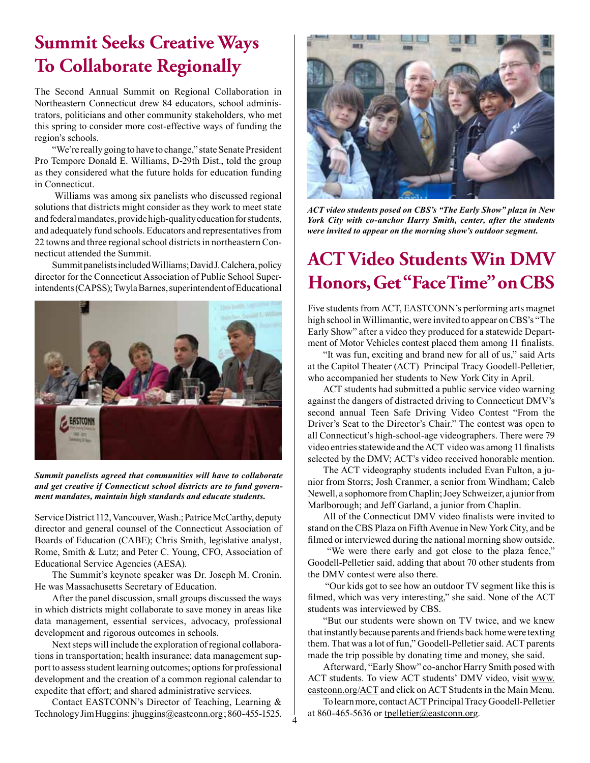# Summit Seeks Creative Ways To Collaborate Regionally

The Second Annual Summit on Regional Collaboration in Northeastern Connecticut drew 84 educators, school administrators, politicians and other community stakeholders, who met this spring to consider more cost-effective ways of funding the region's schools.

"We're really going to have to change," state Senate President Pro Tempore Donald E. Williams, D-29th Dist., told the group as they considered what the future holds for education funding in Connecticut.

Williams was among six panelists who discussed regional solutions that districts might consider as they work to meet state and federal mandates, provide high-quality education for students, and adequately fund schools. Educators and representatives from 22 towns and three regional school districts in northeastern Connecticut attended the Summit.

Summit panelists included Williams; David J. Calchera, policy director for the Connecticut Association of Public School Superintendents (CAPSS); Twyla Barnes, superintendent of Educational Service District 112, Vancouver, Wash.; Patrice McCarthy, deputy director and general counsel of the Connecticut Association of Boards of Education (CABE); Chris Smith, legislative analyst, Rome, Smith & Lutz; and Peter C. Young, CFO, Association of Educational Service Agencies (AESA).

*Summit panelists agreed that communities will have to collaborate and get creative if Connecticut school districts are to fund government mandates, maintain high standards and educate students.*

The Summit's keynote speaker was Dr. Joseph M. Cronin. He was Massachusetts Secretary of Education.

After the panel discussion, small groups discussed the ways in which districts might collaborate to save money in areas like data management, essential services, advocacy, professional development and rigorous outcomes in schools.

Next steps will include the exploration of regional collaborations in transportation; health insurance; data management support to assess student learning outcomes; options for professional development and the creation of a common regional calendar to expedite that effort; and shared administrative services.

Contact EASTCONN's Director of Teaching, Learning & Technology Jim Huggins: jhuggins@eastconn.org; 860-455-1525.

*ACT video students posed on CBS's "The Early Show" plaza in New York City with co-anchor Harry Smith, center, after the students were invited to appear on the morning show's outdoor segment.*

# ACT Video Students Win DMV Honors, Get "Face Time" on CBS

Five students from ACT, EASTCONN's performing arts magnet high school in Willimantic, were invited to appear on CBS's "The Early Show" after a video they produced for a statewide Department of Motor Vehicles contest placed them among 11 finalists.

"It was fun, exciting and brand new for all of us," said Arts at the Capitol Theater (ACT) Principal Tracy Goodell-Pelletier, who accompanied her students to New York City in April.

ACT students had submitted a public service video warning against the dangers of distracted driving to Connecticut DMV's second annual Teen Safe Driving Video Contest "From the Driver's Seat to the Director's Chair." The contest was open to all Connecticut's high-school-age videographers. There were 79 video entries statewide and the ACT video was among 11 finalists selected by the DMV; ACT's video received honorable mention.

The ACT videography students included Evan Fulton, a junior from Storrs; Josh Cranmer, a senior from Windham; Caleb Newell, a sophomore from Chaplin; Joey Schweizer, a junior from Marlborough; and Jeff Garland, a junior from Chaplin.

All of the Connecticut DMV video finalists were invited to stand on the CBS Plaza on Fifth Avenue in New York City, and be filmed or interviewed during the national morning show outside.

"We were there early and got close to the plaza fence," Goodell-Pelletier said, adding that about 70 other students from the DMV contest were also there.

"Our kids got to see how an outdoor TV segment like this is filmed, which was very interesting," she said. None of the ACT students was interviewed by CBS.

"But our students were shown on TV twice, and we knew that instantly because parents and friends back home were texting them. That was a lot of fun," Goodell-Pelletier said. ACT parents made the trip possible by donating time and money, she said.

Afterward, "Early Show" co-anchor Harry Smith posed with ACT students. To view ACT students' DMV video, visit www.eastconn.org/ACT and click on ACT Students in the Main Menu.

To learn more, contact ACT Principal Tracy Goodell-Pelletier at 860-465-5636 or tpelletier@eastconn.org.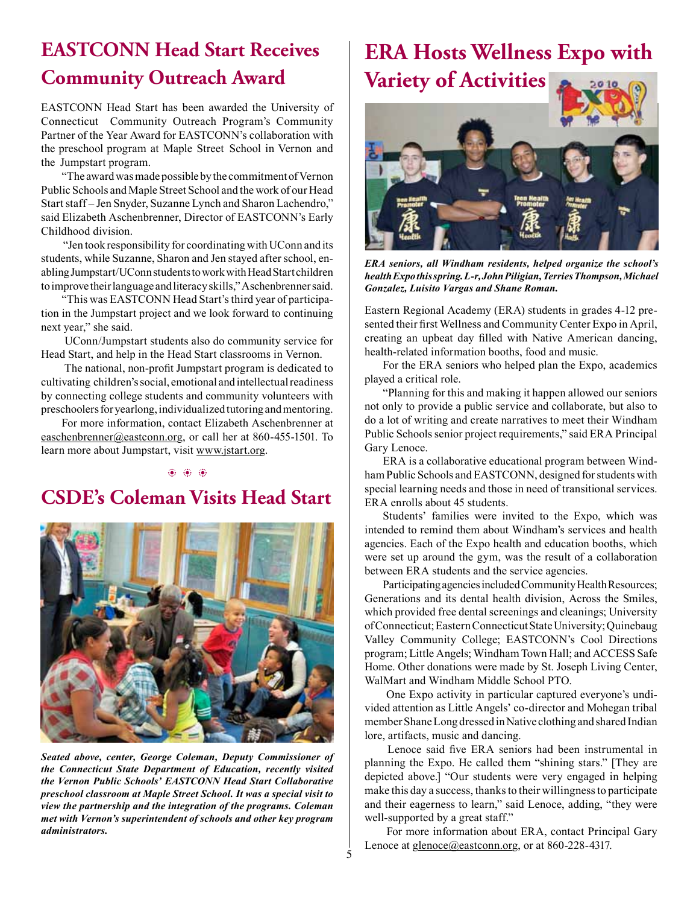## EASTCONN Head Start Receives Community Outreach Award

EASTCONN Head Start has been awarded the University of Connecticut Community Outreach Program's Community Partner of the Year Award for EASTCONN's collaboration with the preschool program at Maple Street School in Vernon and the Jumpstart program.

"The award was made possible by the commitment of Vernon Public Schools and Maple Street School and the work of our Head Start staff – Jen Snyder, Suzanne Lynch and Sharon Lachendro," said Elizabeth Aschenbrenner, Director of EASTCONN's Early Childhood division.

"Jen took responsibility for coordinating with UConn and its students, while Suzanne, Sharon and Jen stayed after school, enabling Jumpstart/UConn students to work with Head Start children to improve their language and literacy skills," Aschenbrenner said.

"This was EASTCONN Head Start's third year of participation in the Jumpstart project and we look forward to continuing next year," she said.

UConn/Jumpstart students also do community service for Head Start, and help in the Head Start classrooms in Vernon.

The national, non-profit Jumpstart program is dedicated to cultivating children's social, emotional and intellectual readiness by connecting college students and community volunteers with preschoolers for yearlong, individualized tutoring and mentoring.

For more information, contact Elizabeth Aschenbrenner at easchenbrenner@eastconn.org, or call her at 860-455-1501. To learn more about Jumpstart, visit www.jstart.org.

## CSDE's Coleman Visits Head Start

***Seated above, center, George Coleman, Deputy Commissioner of the Connecticut State Department of Education, recently visited the Vernon Public Schools' EASTCONN Head Start Collaborative preschool classroom at Maple Street School. It was a special visit to view the partnership and the integration of the programs. Coleman met with Vernon's superintendent of schools and other key program administrators.***

## ERA Hosts Wellness Expo with Variety of Activities

***ERA seniors, all Windham residents, helped organize the school's health Expo this spring. L-r, John Piligian, Terries Thompson, Michael Gonzalez, Luisito Vargas and Shane Roman.***

Eastern Regional Academy (ERA) students in grades 4-12 presented their first Wellness and Community Center Expo in April, creating an upbeat day filled with Native American dancing, health-related information booths, food and music.

For the ERA seniors who helped plan the Expo, academics played a critical role.

"Planning for this and making it happen allowed our seniors not only to provide a public service and collaborate, but also to do a lot of writing and create narratives to meet their Windham Public Schools senior project requirements," said ERA Principal Gary Lenoce.

ERA is a collaborative educational program between Windham Public Schools and EASTCONN, designed for students with special learning needs and those in need of transitional services. ERA enrolls about 45 students.

Students' families were invited to the Expo, which was intended to remind them about Windham's services and health agencies. Each of the Expo health and education booths, which were set up around the gym, was the result of a collaboration between ERA students and the service agencies.

Participating agencies included Community Health Resources; Generations and its dental health division, Across the Smiles, which provided free dental screenings and cleanings; University of Connecticut; Eastern Connecticut State University; Quinebaug Valley Community College; EASTCONN's Cool Directions program; Little Angels; Windham Town Hall; and ACCESS Safe Home. Other donations were made by St. Joseph Living Center, WalMart and Windham Middle School PTO.

One Expo activity in particular captured everyone's undivided attention as Little Angels' co-director and Mohegan tribal member Shane Long dressed in Native clothing and shared Indian lore, artifacts, music and dancing.

Lenoce said five ERA seniors had been instrumental in planning the Expo. He called them "shining stars." [They are depicted above.] "Our students were very engaged in helping make this day a success, thanks to their willingness to participate and their eagerness to learn," said Lenoce, adding, "they were well-supported by a great staff."

For more information about ERA, contact Principal Gary Lenoce at glenoce@eastconn.org, or at 860-228-4317.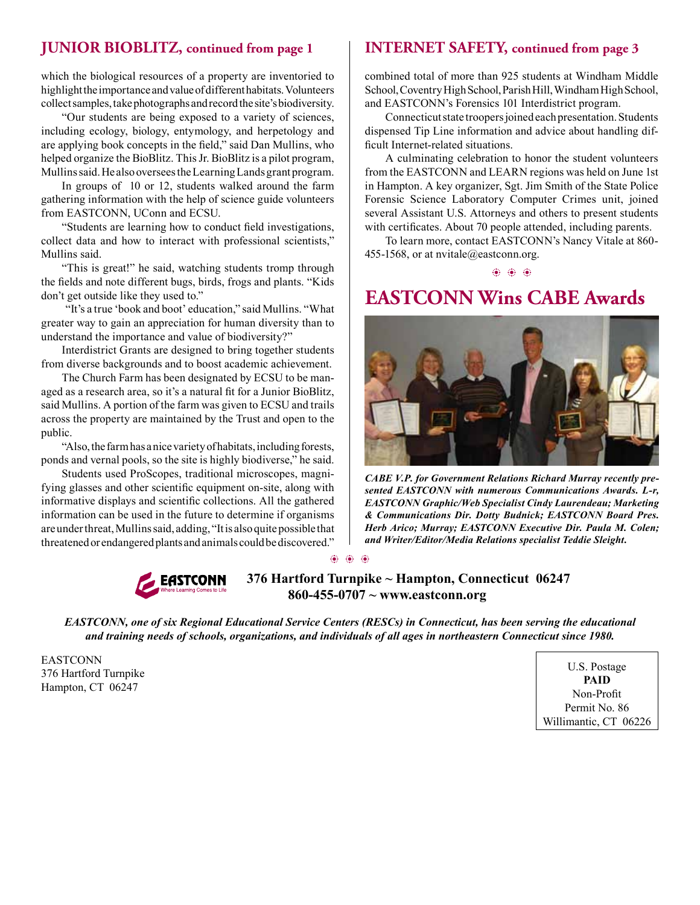## JUNIOR BIOBLITZ, continued from page 1

which the biological resources of a property are inventoried to highlight the importance and value of different habitats. Volunteers collect samples, take photographs and record the site's biodiversity.

"Our students are being exposed to a variety of sciences, including ecology, biology, entymology, and herpetology and are applying book concepts in the field," said Dan Mullins, who helped organize the BioBlitz. This Jr. BioBlitz is a pilot program, Mullins said. He also oversees the Learning Lands grant program.

In groups of 10 or 12, students walked around the farm gathering information with the help of science guide volunteers from EASTCONN, UConn and ECSU.

"Students are learning how to conduct field investigations, collect data and how to interact with professional scientists," Mullins said.

"This is great!" he said, watching students tromp through the fields and note different bugs, birds, frogs and plants. "Kids don't get outside like they used to."

"It's a true 'book and boot' education," said Mullins. "What greater way to gain an appreciation for human diversity than to understand the importance and value of biodiversity?"

Interdistrict Grants are designed to bring together students from diverse backgrounds and to boost academic achievement.

The Church Farm has been designated by ECSU to be managed as a research area, so it's a natural fit for a Junior BioBlitz, said Mullins. A portion of the farm was given to ECSU and trails across the property are maintained by the Trust and open to the public.

"Also, the farm has a nice variety of habitats, including forests, ponds and vernal pools, so the site is highly biodiverse," he said.

Students used ProScopes, traditional microscopes, magnifying glasses and other scientific equipment on-site, along with informative displays and scientific collections. All the gathered information can be used in the future to determine if organisms are under threat, Mullins said, adding, "It is also quite possible that threatened or endangered plants and animals could be discovered."

## INTERNET SAFETY, continued from page 3

combined total of more than 925 students at Windham Middle School, Coventry High School, Parish Hill, Windham High School, and EASTCONN's Forensics 101 Interdistrict program.

Connecticut state troopers joined each presentation. Students dispensed Tip Line information and advice about handling difficult Internet-related situations.

A culminating celebration to honor the student volunteers from the EASTCONN and LEARN regions was held on June 1st in Hampton. A key organizer, Sgt. Jim Smith of the State Police Forensic Science Laboratory Computer Crimes unit, joined several Assistant U.S. Attorneys and others to present students with certificates. About 70 people attended, including parents.

To learn more, contact EASTCONN's Nancy Vitale at 860-455-1568, or at nvitale@eastconn.org.

# EASTCONN Wins CABE Awards

***CABE V.P. for Government Relations Richard Murray recently presented EASTCONN with numerous Communications Awards. L-r, EASTCONN Graphic/Web Specialist Cindy Laurendeau; Marketing & Communications Dir. Dotty Budnick; EASTCONN Board Pres. Herb Arico; Murray; EASTCONN Executive Dir. Paula M. Colen; and Writer/Editor/Media Relations specialist Teddie Sleight.***

EASTCONN — Where Learning Comes to Life

**376 Hartford Turnpike ~ Hampton, Connecticut 06247**
**860-455-0707 ~ www.eastconn.org**

***EASTCONN, one of six Regional Educational Service Centers (RESCs) in Connecticut, has been serving the educational and training needs of schools, organizations, and individuals of all ages in northeastern Connecticut since 1980.***

EASTCONN
376 Hartford Turnpike
Hampton, CT 06247

U.S. Postage
**PAID**
Non-Profit
Permit No. 86
Willimantic, CT 06226